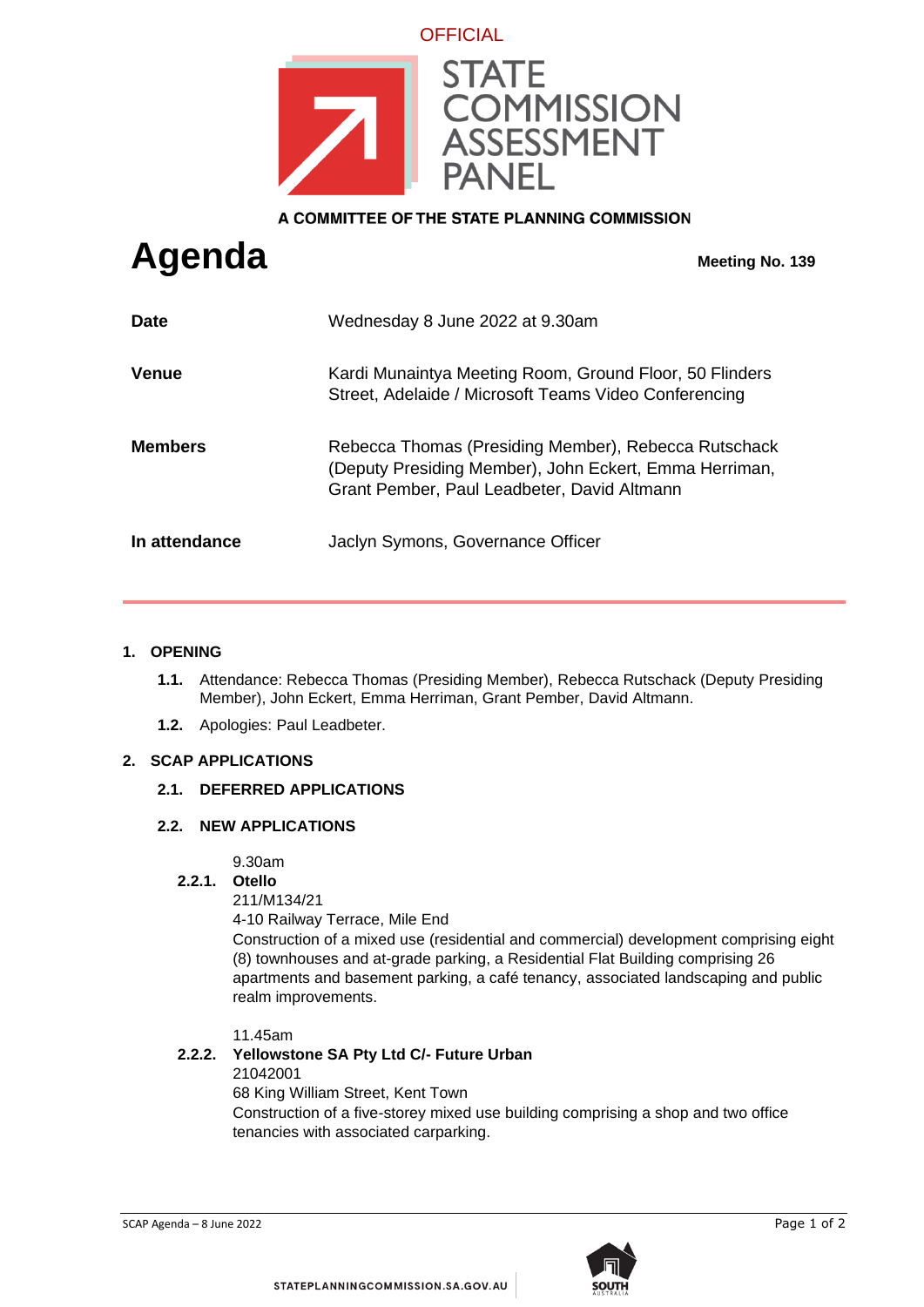OFFICIAL

STATE COMMISSION ASSESSMENT PANEL

A COMMITTEE OF THE STATE PLANNING COMMISSION

# Agenda

**Meeting No. 139**

| | |
|---|---|
| **Date** | Wednesday 8 June 2022 at 9.30am |
| **Venue** | Kardi Munaintya Meeting Room, Ground Floor, 50 Flinders Street, Adelaide / Microsoft Teams Video Conferencing |
| **Members** | Rebecca Thomas (Presiding Member), Rebecca Rutschack (Deputy Presiding Member), John Eckert, Emma Herriman, Grant Pember, Paul Leadbeter, David Altmann |
| **In attendance** | Jaclyn Symons, Governance Officer |

## 1. OPENING

**1.1.** Attendance: Rebecca Thomas (Presiding Member), Rebecca Rutschack (Deputy Presiding Member), John Eckert, Emma Herriman, Grant Pember, David Altmann.

**1.2.** Apologies: Paul Leadbeter.

## 2. SCAP APPLICATIONS

### 2.1. DEFERRED APPLICATIONS

### 2.2. NEW APPLICATIONS

9.30am
**2.2.1. Otello**
211/M134/21
4-10 Railway Terrace, Mile End
Construction of a mixed use (residential and commercial) development comprising eight (8) townhouses and at-grade parking, a Residential Flat Building comprising 26 apartments and basement parking, a café tenancy, associated landscaping and public realm improvements.

11.45am
**2.2.2. Yellowstone SA Pty Ltd C/- Future Urban**
21042001
68 King William Street, Kent Town
Construction of a five-storey mixed use building comprising a shop and two office tenancies with associated carparking.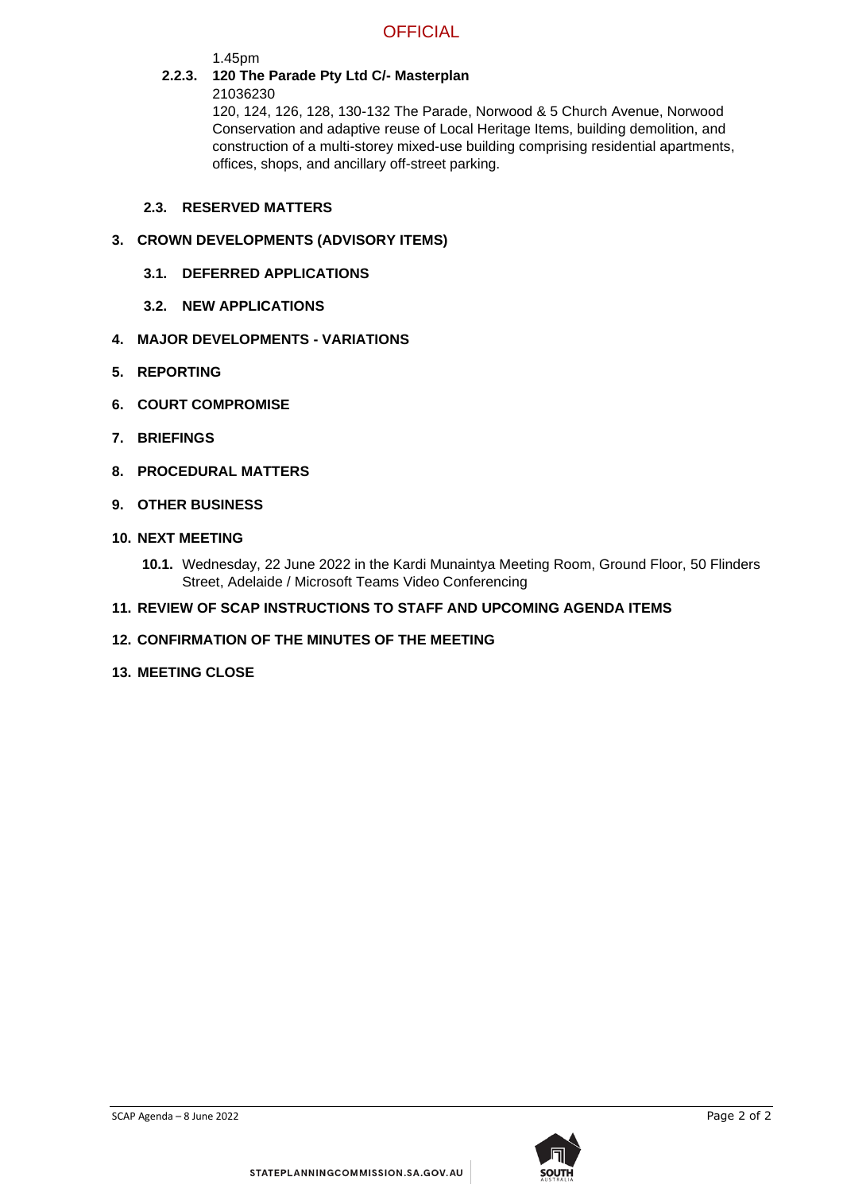1.45pm

**2.2.3. 120 The Parade Pty Ltd C/- Masterplan**

21036230

120, 124, 126, 128, 130-132 The Parade, Norwood & 5 Church Avenue, Norwood
Conservation and adaptive reuse of Local Heritage Items, building demolition, and construction of a multi-storey mixed-use building comprising residential apartments, offices, shops, and ancillary off-street parking.

### 2.3. RESERVED MATTERS

## 3. CROWN DEVELOPMENTS (ADVISORY ITEMS)

### 3.1. DEFERRED APPLICATIONS

### 3.2. NEW APPLICATIONS

## 4. MAJOR DEVELOPMENTS - VARIATIONS

## 5. REPORTING

## 6. COURT COMPROMISE

## 7. BRIEFINGS

## 8. PROCEDURAL MATTERS

## 9. OTHER BUSINESS

## 10. NEXT MEETING

**10.1.** Wednesday, 22 June 2022 in the Kardi Munaintya Meeting Room, Ground Floor, 50 Flinders Street, Adelaide / Microsoft Teams Video Conferencing

## 11. REVIEW OF SCAP INSTRUCTIONS TO STAFF AND UPCOMING AGENDA ITEMS

## 12. CONFIRMATION OF THE MINUTES OF THE MEETING

## 13. MEETING CLOSE